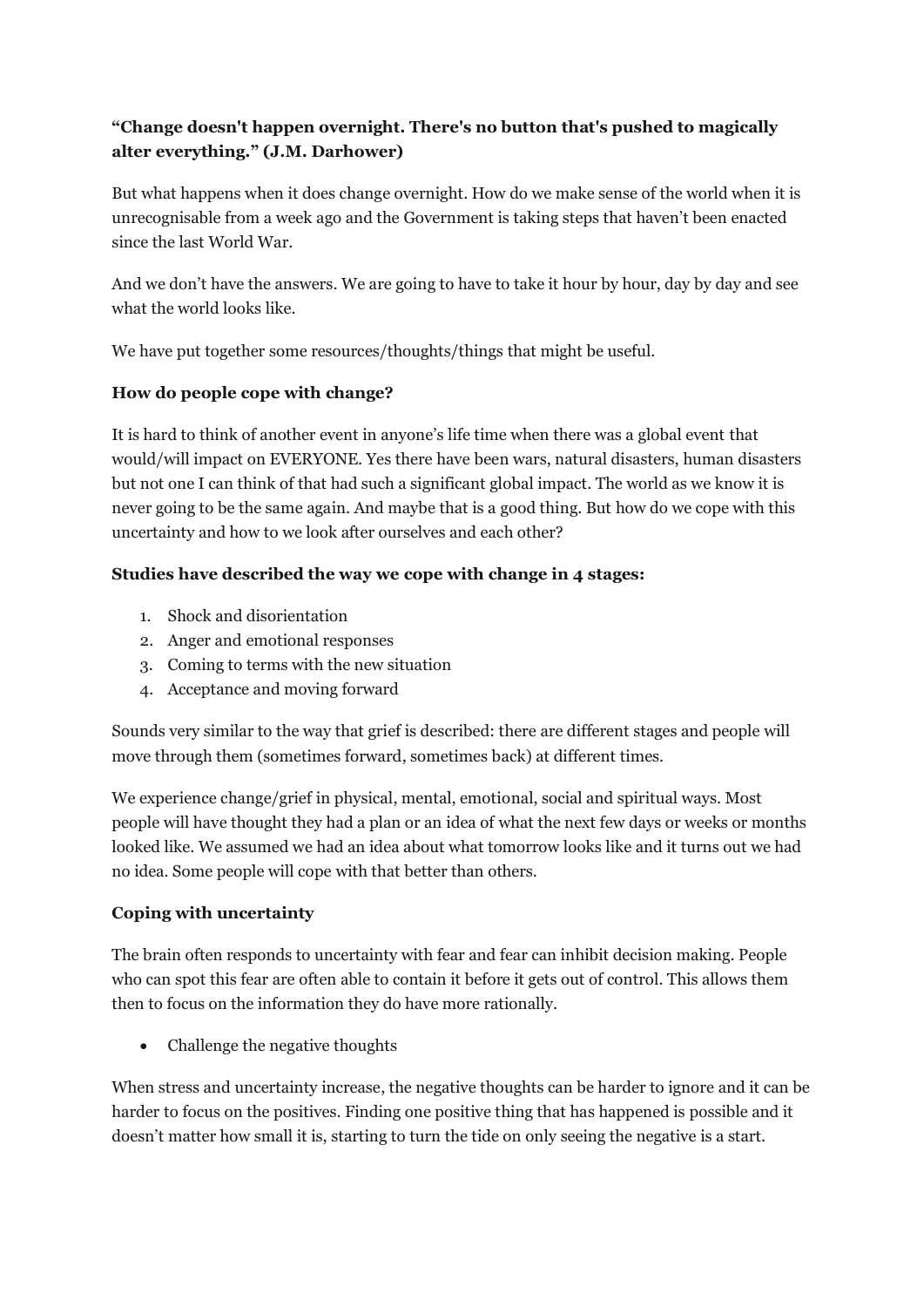**“Change doesn't happen overnight. There's no button that's pushed to magically alter everything.” (J.M. Darhower)**

But what happens when it does change overnight. How do we make sense of the world when it is unrecognisable from a week ago and the Government is taking steps that haven’t been enacted since the last World War.

And we don’t have the answers. We are going to have to take it hour by hour, day by day and see what the world looks like.

We have put together some resources/thoughts/things that might be useful.

**How do people cope with change?**

It is hard to think of another event in anyone’s life time when there was a global event that would/will impact on EVERYONE. Yes there have been wars, natural disasters, human disasters but not one I can think of that had such a significant global impact. The world as we know it is never going to be the same again. And maybe that is a good thing. But how do we cope with this uncertainty and how to we look after ourselves and each other?

**Studies have described the way we cope with change in 4 stages:**

1. Shock and disorientation
2. Anger and emotional responses
3. Coming to terms with the new situation
4. Acceptance and moving forward

Sounds very similar to the way that grief is described: there are different stages and people will move through them (sometimes forward, sometimes back) at different times.

We experience change/grief in physical, mental, emotional, social and spiritual ways. Most people will have thought they had a plan or an idea of what the next few days or weeks or months looked like. We assumed we had an idea about what tomorrow looks like and it turns out we had no idea. Some people will cope with that better than others.

**Coping with uncertainty**

The brain often responds to uncertainty with fear and fear can inhibit decision making. People who can spot this fear are often able to contain it before it gets out of control. This allows them then to focus on the information they do have more rationally.

- Challenge the negative thoughts

When stress and uncertainty increase, the negative thoughts can be harder to ignore and it can be harder to focus on the positives. Finding one positive thing that has happened is possible and it doesn’t matter how small it is, starting to turn the tide on only seeing the negative is a start.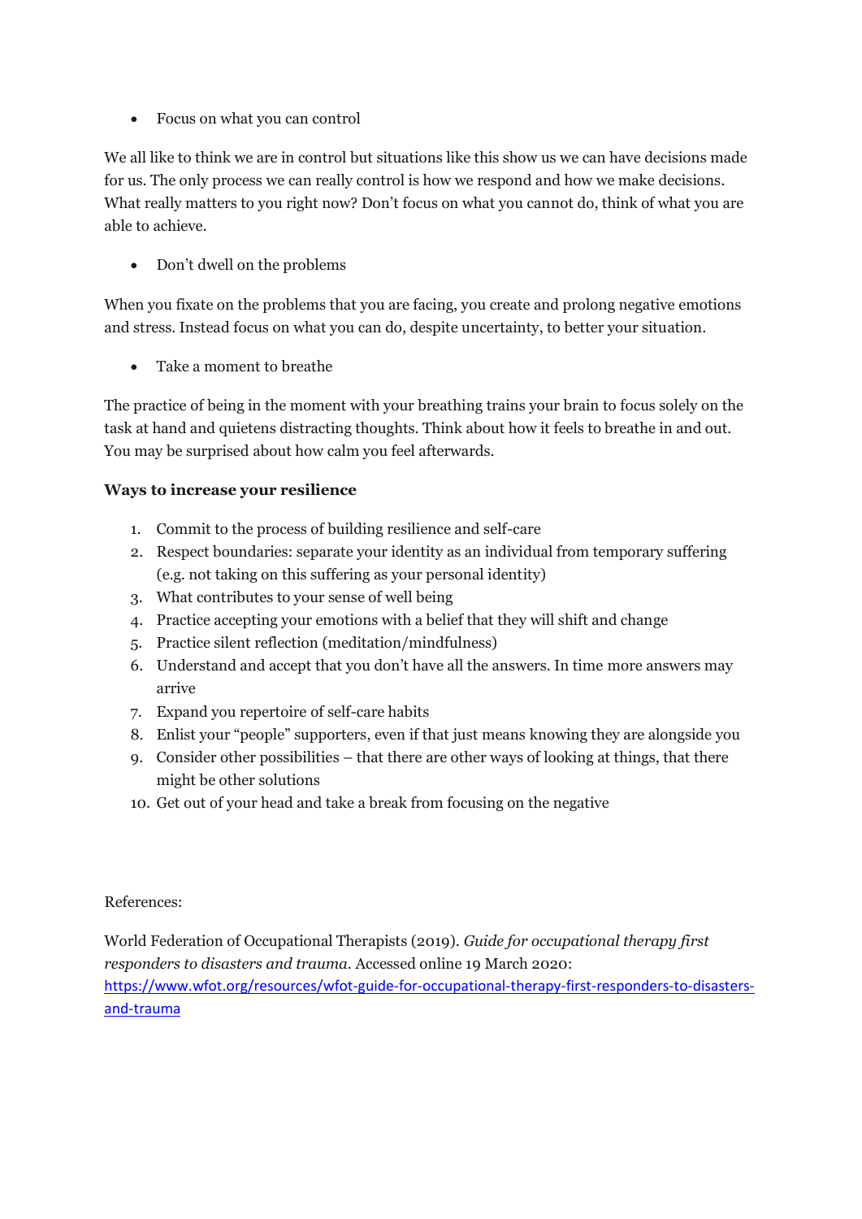- Focus on what you can control

We all like to think we are in control but situations like this show us we can have decisions made for us. The only process we can really control is how we respond and how we make decisions. What really matters to you right now? Don't focus on what you cannot do, think of what you are able to achieve.

- Don't dwell on the problems

When you fixate on the problems that you are facing, you create and prolong negative emotions and stress. Instead focus on what you can do, despite uncertainty, to better your situation.

- Take a moment to breathe

The practice of being in the moment with your breathing trains your brain to focus solely on the task at hand and quietens distracting thoughts. Think about how it feels to breathe in and out. You may be surprised about how calm you feel afterwards.

**Ways to increase your resilience**

1. Commit to the process of building resilience and self-care
2. Respect boundaries: separate your identity as an individual from temporary suffering (e.g. not taking on this suffering as your personal identity)
3. What contributes to your sense of well being
4. Practice accepting your emotions with a belief that they will shift and change
5. Practice silent reflection (meditation/mindfulness)
6. Understand and accept that you don't have all the answers. In time more answers may arrive
7. Expand you repertoire of self-care habits
8. Enlist your "people" supporters, even if that just means knowing they are alongside you
9. Consider other possibilities – that there are other ways of looking at things, that there might be other solutions
10. Get out of your head and take a break from focusing on the negative

References:

World Federation of Occupational Therapists (2019). *Guide for occupational therapy first responders to disasters and trauma.* Accessed online 19 March 2020: https://www.wfot.org/resources/wfot-guide-for-occupational-therapy-first-responders-to-disasters-and-trauma